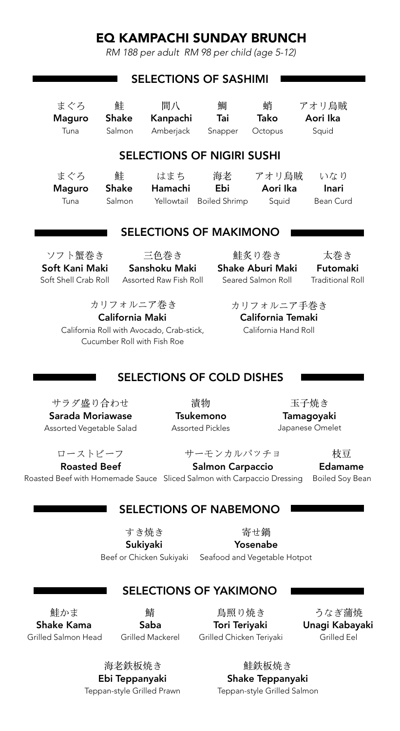# EQ KAMPACHI SUNDAY BRUNCH

*RM 188 per adult RM 98 per child (age 5-12)*

## SELECTIONS OF SASHIMI

| まぐろ | 鮭 | 間八 | 鯛 | 蛸 | アオリ烏賊 |
|---|---|---|---|---|---|
| **Maguro** | **Shake** | **Kanpachi** | **Tai** | **Tako** | **Aori Ika** |
| Tuna | Salmon | Amberjack | Snapper | Octopus | Squid |

## SELECTIONS OF NIGIRI SUSHI

| まぐろ | 鮭 | はまち | 海老 | アオリ烏賊 | いなり |
|---|---|---|---|---|---|
| **Maguro** | **Shake** | **Hamachi** | **Ebi** | **Aori Ika** | **Inari** |
| Tuna | Salmon | Yellowtail | Boiled Shrimp | Squid | Bean Curd |

## SELECTIONS OF MAKIMONO

ソフト蟹巻き
**Soft Kani Maki**
Soft Shell Crab Roll

三色巻き
**Sanshoku Maki**
Assorted Raw Fish Roll

鮭炙り巻き
**Shake Aburi Maki**
Seared Salmon Roll

太巻き
**Futomaki**
Traditional Roll

カリフォルニア巻き
**California Maki**
California Roll with Avocado, Crab-stick, Cucumber Roll with Fish Roe

カリフォルニア手巻き
**California Temaki**
California Hand Roll

## SELECTIONS OF COLD DISHES

サラダ盛り合わせ
**Sarada Moriawase**
Assorted Vegetable Salad

漬物
**Tsukemono**
Assorted Pickles

玉子焼き
**Tamagoyaki**
Japanese Omelet

ローストビーフ
**Roasted Beef**
Roasted Beef with Homemade Sauce

サーモンカルパッチョ
**Salmon Carpaccio**
Sliced Salmon with Carpaccio Dressing

枝豆
**Edamame**
Boiled Soy Bean

## SELECTIONS OF NABEMONO

すき焼き
**Sukiyaki**
Beef or Chicken Sukiyaki

寄せ鍋
**Yosenabe**
Seafood and Vegetable Hotpot

## SELECTIONS OF YAKIMONO

鮭かま
**Shake Kama**
Grilled Salmon Head

鯖
**Saba**
Grilled Mackerel

鳥照り焼き
**Tori Teriyaki**
Grilled Chicken Teriyaki

うなぎ蒲焼
**Unagi Kabayaki**
Grilled Eel

海老鉄板焼き
**Ebi Teppanyaki**
Teppan-style Grilled Prawn

鮭鉄板焼き
**Shake Teppanyaki**
Teppan-style Grilled Salmon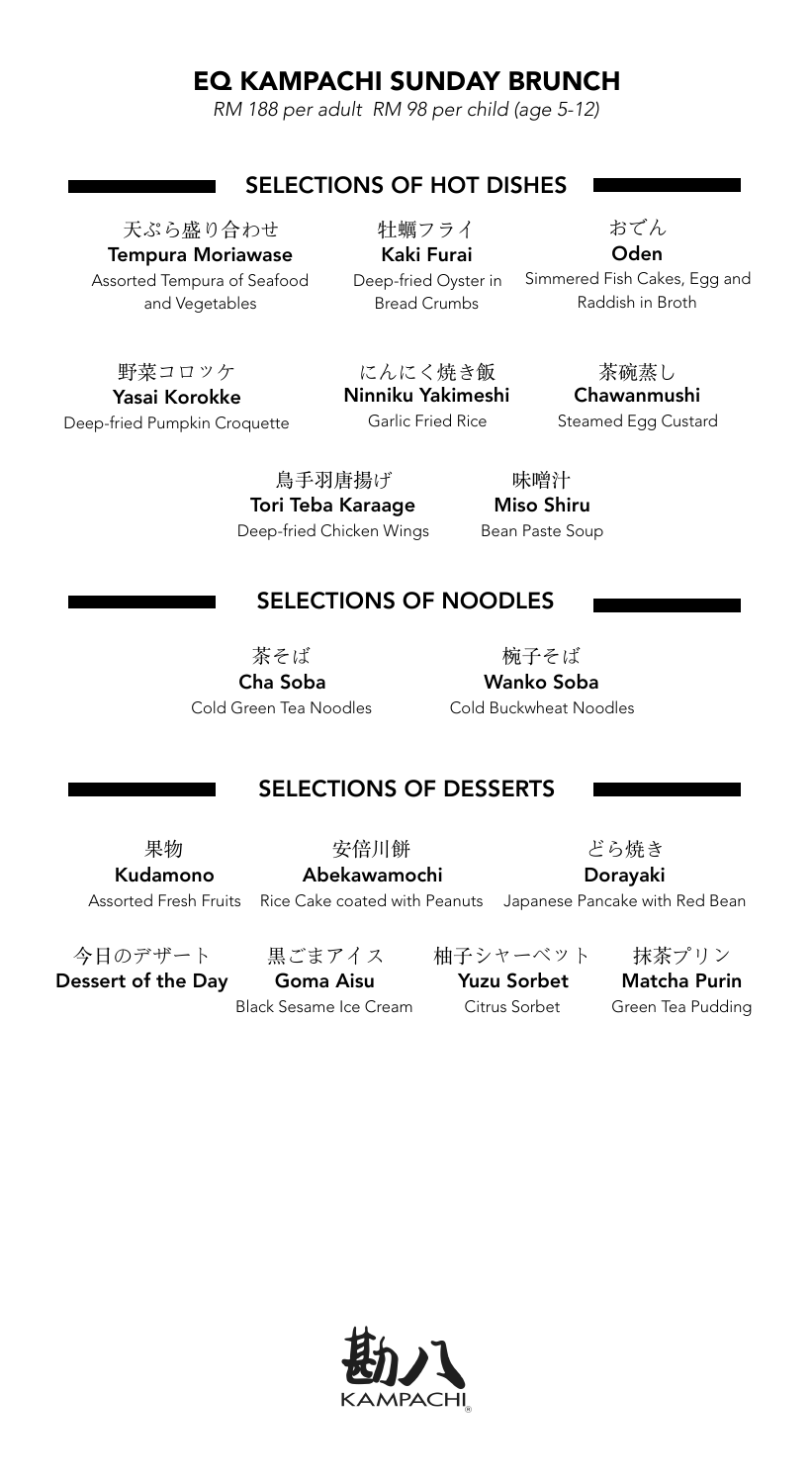# EQ KAMPACHI SUNDAY BRUNCH

*RM 188 per adult  RM 98 per child (age 5-12)*

## SELECTIONS OF HOT DISHES

天ぷら盛り合わせ
**Tempura Moriawase**
Assorted Tempura of Seafood and Vegetables

牡蠣フライ
**Kaki Furai**
Deep-fried Oyster in Bread Crumbs

おでん
**Oden**
Simmered Fish Cakes, Egg and Raddish in Broth

野菜コロッケ
**Yasai Korokke**
Deep-fried Pumpkin Croquette

にんにく焼き飯
**Ninniku Yakimeshi**
Garlic Fried Rice

茶碗蒸し
**Chawanmushi**
Steamed Egg Custard

鳥手羽唐揚げ
**Tori Teba Karaage**
Deep-fried Chicken Wings

味噌汁
**Miso Shiru**
Bean Paste Soup

## SELECTIONS OF NOODLES

茶そば
**Cha Soba**
Cold Green Tea Noodles

椀子そば
**Wanko Soba**
Cold Buckwheat Noodles

## SELECTIONS OF DESSERTS

果物
**Kudamono**
Assorted Fresh Fruits

安倍川餅
**Abekawamochi**
Rice Cake coated with Peanuts

どら焼き
**Dorayaki**
Japanese Pancake with Red Bean

今日のデザート
**Dessert of the Day**

黒ごまアイス
**Goma Aisu**
Black Sesame Ice Cream

柚子シャーベット
**Yuzu Sorbet**
Citrus Sorbet

抹茶プリン
**Matcha Purin**
Green Tea Pudding

勘八
KAMPACHI